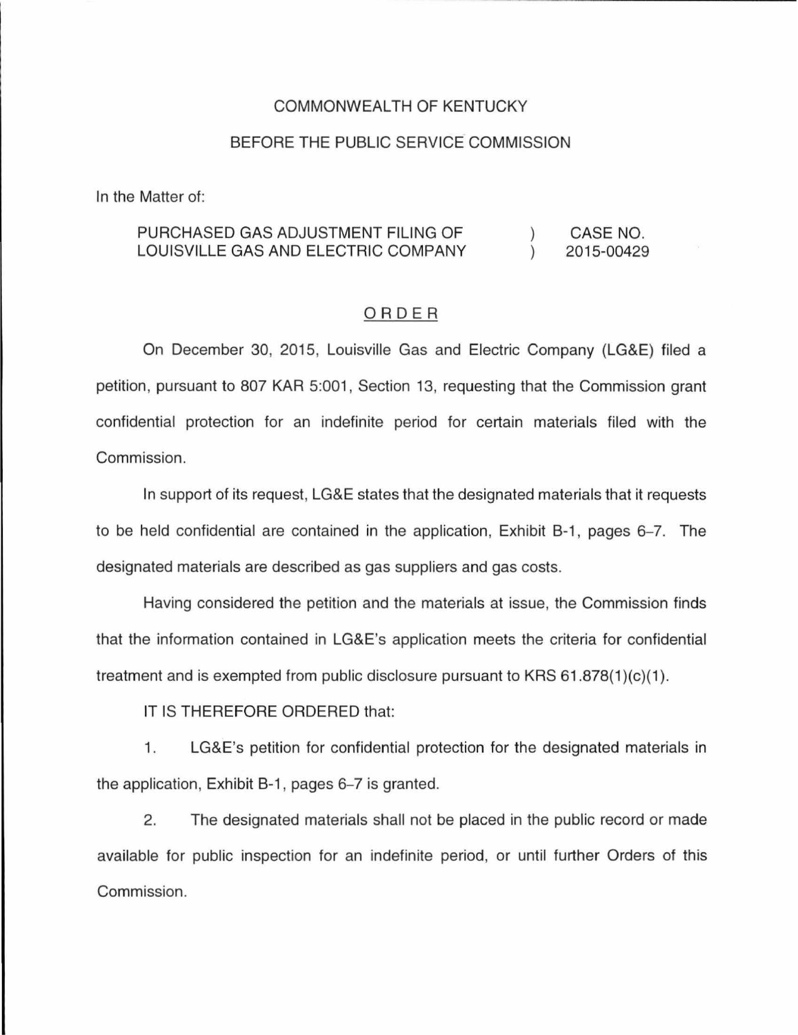COMMONWEALTH OF KENTUCKY

BEFORE THE PUBLIC SERVICE COMMISSION

In the Matter of:

| | | |
|---|---|---|
| PURCHASED GAS ADJUSTMENT FILING OF LOUISVILLE GAS AND ELECTRIC COMPANY | ) ) | CASE NO. 2015-00429 |

## ORDER

On December 30, 2015, Louisville Gas and Electric Company (LG&E) filed a petition, pursuant to 807 KAR 5:001, Section 13, requesting that the Commission grant confidential protection for an indefinite period for certain materials filed with the Commission.

In support of its request, LG&E states that the designated materials that it requests to be held confidential are contained in the application, Exhibit B-1, pages 6–7. The designated materials are described as gas suppliers and gas costs.

Having considered the petition and the materials at issue, the Commission finds that the information contained in LG&E's application meets the criteria for confidential treatment and is exempted from public disclosure pursuant to KRS 61.878(1)(c)(1).

IT IS THEREFORE ORDERED that:

1. LG&E's petition for confidential protection for the designated materials in the application, Exhibit B-1, pages 6–7 is granted.

2. The designated materials shall not be placed in the public record or made available for public inspection for an indefinite period, or until further Orders of this Commission.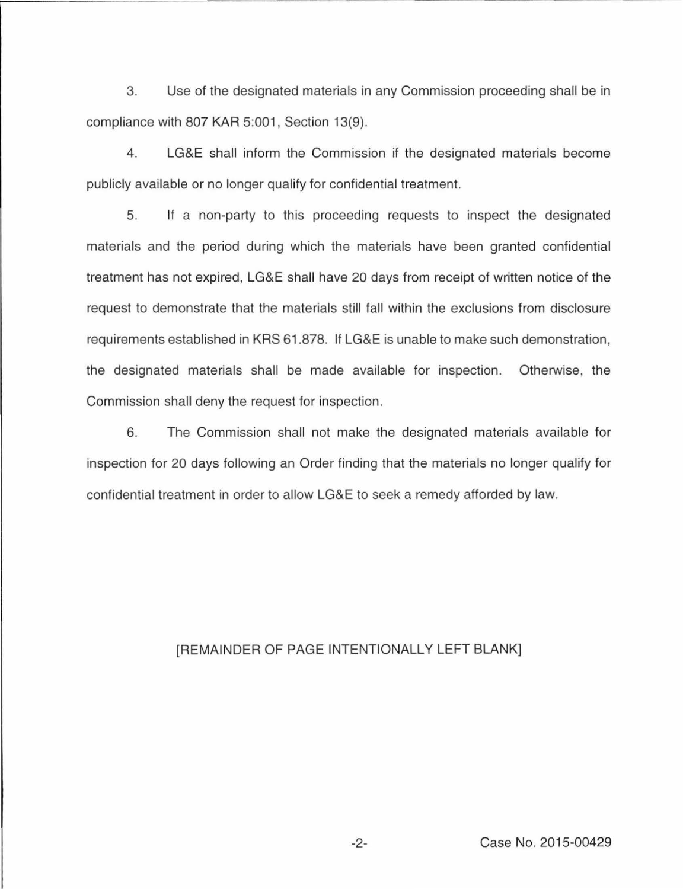3. Use of the designated materials in any Commission proceeding shall be in compliance with 807 KAR 5:001, Section 13(9).

4. LG&E shall inform the Commission if the designated materials become publicly available or no longer qualify for confidential treatment.

5. If a non-party to this proceeding requests to inspect the designated materials and the period during which the materials have been granted confidential treatment has not expired, LG&E shall have 20 days from receipt of written notice of the request to demonstrate that the materials still fall within the exclusions from disclosure requirements established in KRS 61.878. If LG&E is unable to make such demonstration, the designated materials shall be made available for inspection. Otherwise, the Commission shall deny the request for inspection.

6. The Commission shall not make the designated materials available for inspection for 20 days following an Order finding that the materials no longer qualify for confidential treatment in order to allow LG&E to seek a remedy afforded by law.

[REMAINDER OF PAGE INTENTIONALLY LEFT BLANK]

Case No. 2015-00429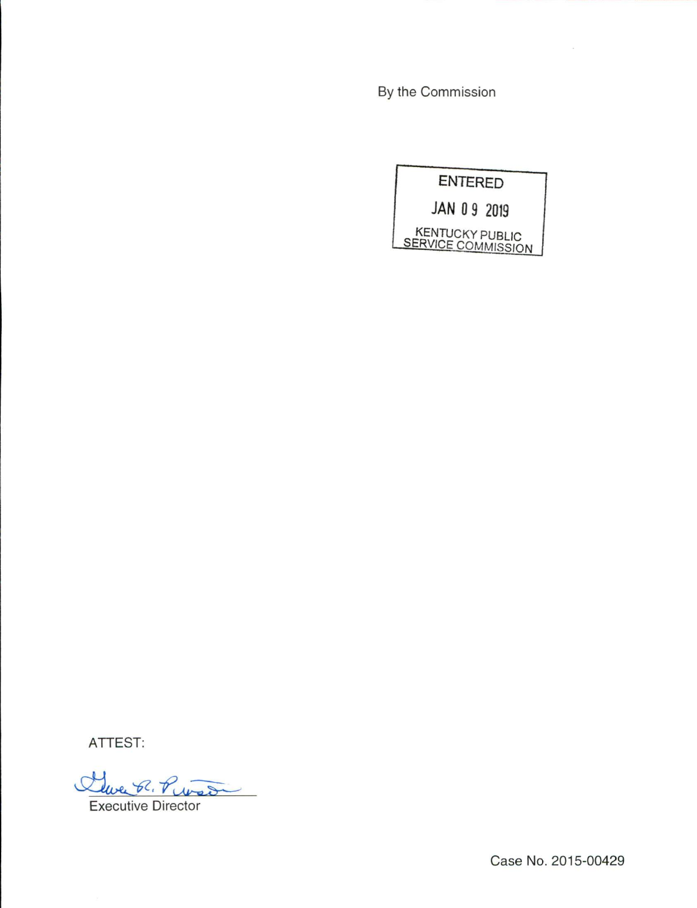By the Commission

ENTERED

JAN 09 2019

KENTUCKY PUBLIC SERVICE COMMISSION

ATTEST:

Executive Director

Case No. 2015-00429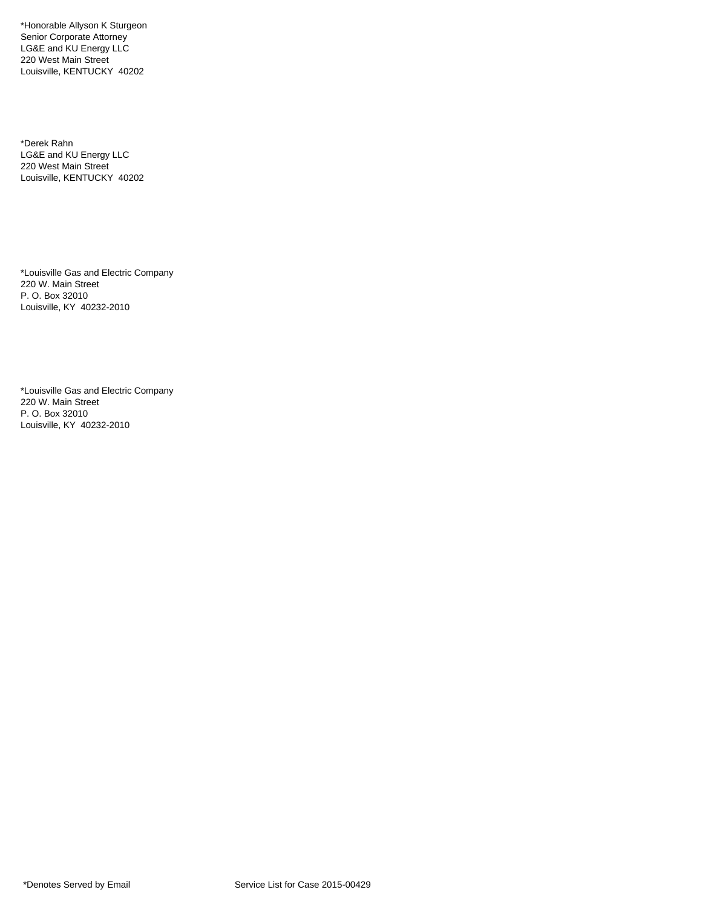*Honorable Allyson K Sturgeon
Senior Corporate Attorney
LG&E and KU Energy LLC
220 West Main Street
Louisville, KENTUCKY  40202

*Derek Rahn
LG&E and KU Energy LLC
220 West Main Street
Louisville, KENTUCKY  40202

*Louisville Gas and Electric Company
220 W. Main Street
P. O. Box 32010
Louisville, KY  40232-2010

*Louisville Gas and Electric Company
220 W. Main Street
P. O. Box 32010
Louisville, KY  40232-2010

*Denotes Served by Email

Service List for Case 2015-00429